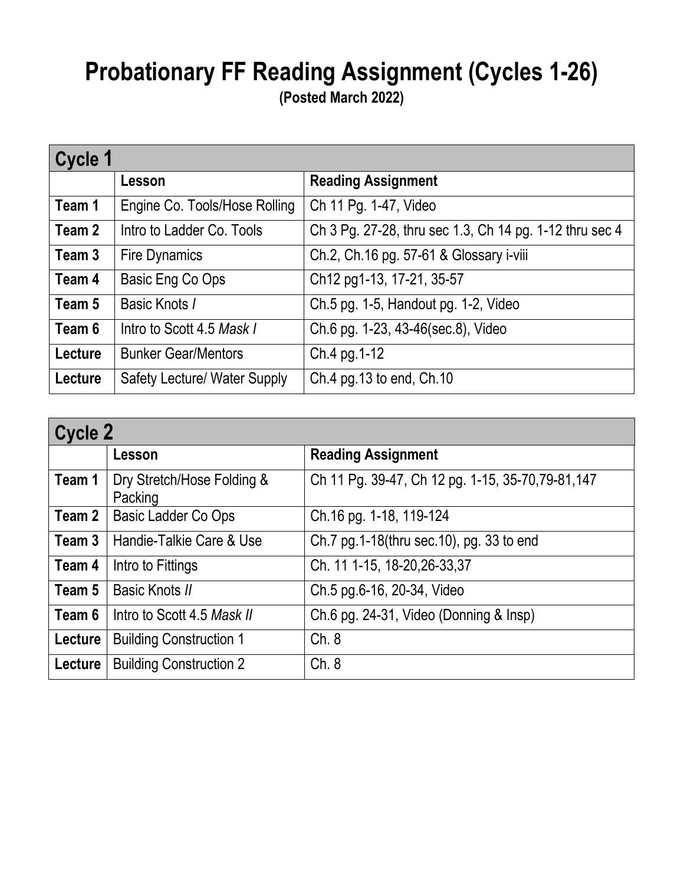# Probationary FF Reading Assignment (Cycles 1-26)

**(Posted March 2022)**

## Cycle 1

| | Lesson | Reading Assignment |
|---|---|---|
| **Team 1** | Engine Co. Tools/Hose Rolling | Ch 11 Pg. 1-47, Video |
| **Team 2** | Intro to Ladder Co. Tools | Ch 3 Pg. 27-28, thru sec 1.3, Ch 14 pg. 1-12 thru sec 4 |
| **Team 3** | Fire Dynamics | Ch.2, Ch.16 pg. 57-61 & Glossary i-viii |
| **Team 4** | Basic Eng Co Ops | Ch12 pg1-13, 17-21, 35-57 |
| **Team 5** | Basic Knots *I* | Ch.5 pg. 1-5, Handout pg. 1-2, Video |
| **Team 6** | Intro to Scott 4.5 *Mask I* | Ch.6 pg. 1-23, 43-46(sec.8), Video |
| **Lecture** | Bunker Gear/Mentors | Ch.4 pg.1-12 |
| **Lecture** | Safety Lecture/ Water Supply | Ch.4 pg.13 to end, Ch.10 |

## Cycle 2

| | Lesson | Reading Assignment |
|---|---|---|
| **Team 1** | Dry Stretch/Hose Folding & Packing | Ch 11 Pg. 39-47, Ch 12 pg. 1-15, 35-70,79-81,147 |
| **Team 2** | Basic Ladder Co Ops | Ch.16 pg. 1-18, 119-124 |
| **Team 3** | Handie-Talkie Care & Use | Ch.7 pg.1-18(thru sec.10), pg. 33 to end |
| **Team 4** | Intro to Fittings | Ch. 11 1-15, 18-20,26-33,37 |
| **Team 5** | Basic Knots *II* | Ch.5 pg.6-16, 20-34, Video |
| **Team 6** | Intro to Scott 4.5 *Mask II* | Ch.6 pg. 24-31, Video (Donning & Insp) |
| **Lecture** | Building Construction 1 | Ch. 8 |
| **Lecture** | Building Construction 2 | Ch. 8 |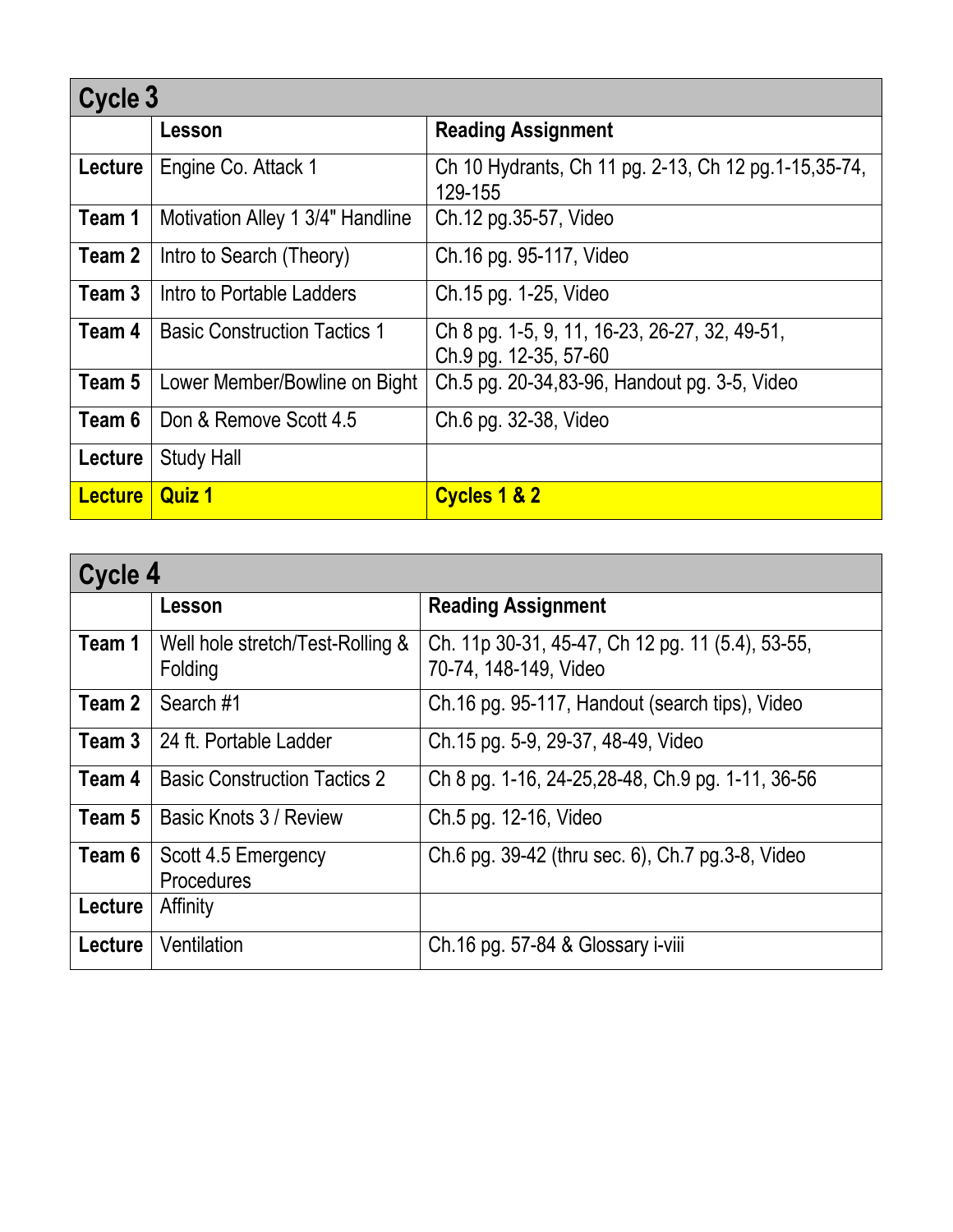## Cycle 3

| | Lesson | Reading Assignment |
|---|---|---|
| **Lecture** | Engine Co. Attack 1 | Ch 10 Hydrants, Ch 11 pg. 2-13, Ch 12 pg.1-15,35-74, 129-155 |
| **Team 1** | Motivation Alley 1 3/4" Handline | Ch.12 pg.35-57, Video |
| **Team 2** | Intro to Search (Theory) | Ch.16 pg. 95-117, Video |
| **Team 3** | Intro to Portable Ladders | Ch.15 pg. 1-25, Video |
| **Team 4** | Basic Construction Tactics 1 | Ch 8 pg. 1-5, 9, 11, 16-23, 26-27, 32, 49-51, Ch.9 pg. 12-35, 57-60 |
| **Team 5** | Lower Member/Bowline on Bight | Ch.5 pg. 20-34,83-96, Handout pg. 3-5, Video |
| **Team 6** | Don & Remove Scott 4.5 | Ch.6 pg. 32-38, Video |
| **Lecture** | Study Hall | |
| **Lecture** | **Quiz 1** | **Cycles 1 & 2** |

## Cycle 4

| | Lesson | Reading Assignment |
|---|---|---|
| **Team 1** | Well hole stretch/Test-Rolling & Folding | Ch. 11p 30-31, 45-47, Ch 12 pg. 11 (5.4), 53-55, 70-74, 148-149, Video |
| **Team 2** | Search #1 | Ch.16 pg. 95-117, Handout (search tips), Video |
| **Team 3** | 24 ft. Portable Ladder | Ch.15 pg. 5-9, 29-37, 48-49, Video |
| **Team 4** | Basic Construction Tactics 2 | Ch 8 pg. 1-16, 24-25,28-48, Ch.9 pg. 1-11, 36-56 |
| **Team 5** | Basic Knots 3 / Review | Ch.5 pg. 12-16, Video |
| **Team 6** | Scott 4.5 Emergency Procedures | Ch.6 pg. 39-42 (thru sec. 6), Ch.7 pg.3-8, Video |
| **Lecture** | Affinity | |
| **Lecture** | Ventilation | Ch.16 pg. 57-84 & Glossary i-viii |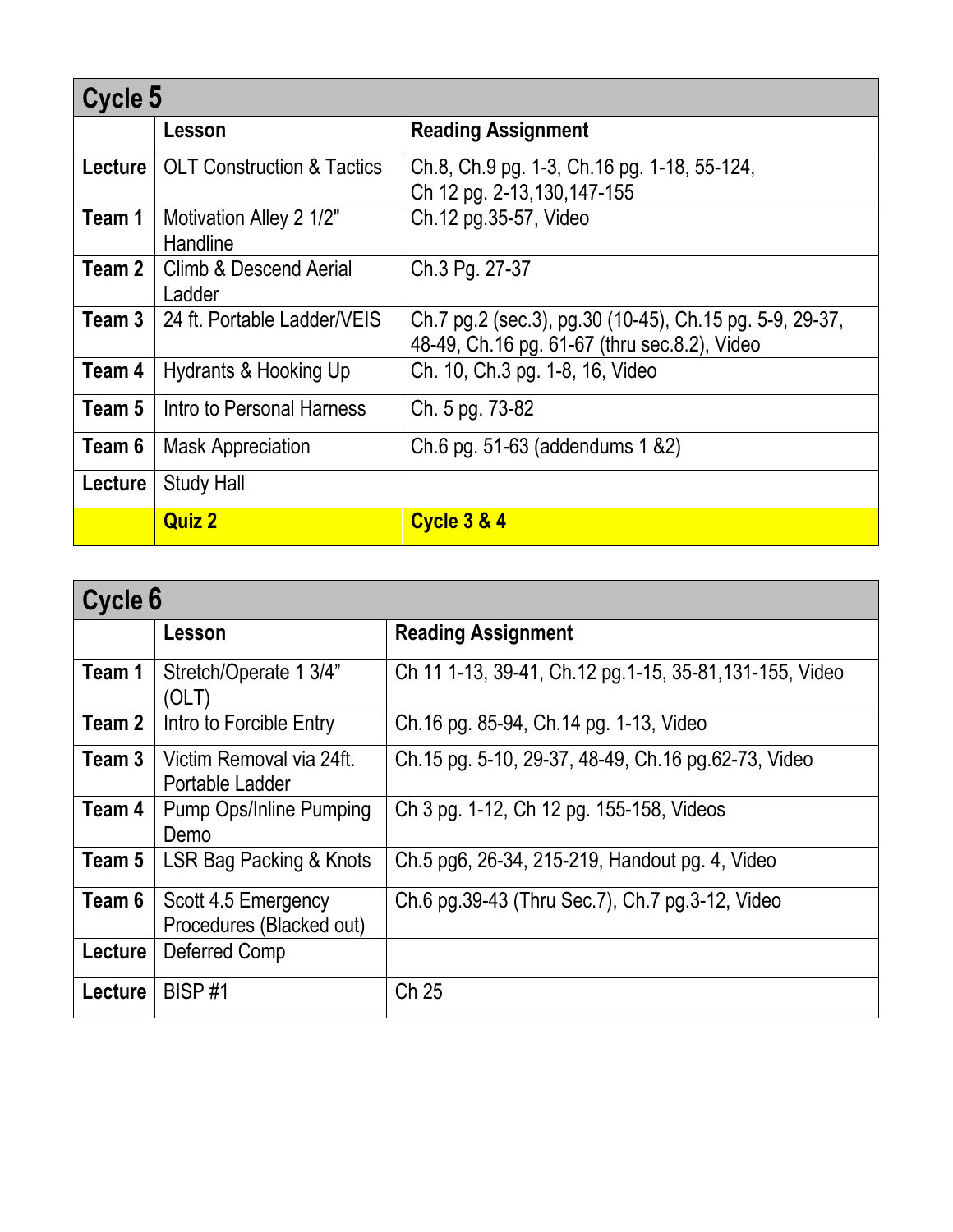## Cycle 5

| | Lesson | Reading Assignment |
|---|---|---|
| **Lecture** | OLT Construction & Tactics | Ch.8, Ch.9 pg. 1-3, Ch.16 pg. 1-18, 55-124, Ch 12 pg. 2-13,130,147-155 |
| **Team 1** | Motivation Alley 2 1/2" Handline | Ch.12 pg.35-57, Video |
| **Team 2** | Climb & Descend Aerial Ladder | Ch.3 Pg. 27-37 |
| **Team 3** | 24 ft. Portable Ladder/VEIS | Ch.7 pg.2 (sec.3), pg.30 (10-45), Ch.15 pg. 5-9, 29-37, 48-49, Ch.16 pg. 61-67 (thru sec.8.2), Video |
| **Team 4** | Hydrants & Hooking Up | Ch. 10, Ch.3 pg. 1-8, 16, Video |
| **Team 5** | Intro to Personal Harness | Ch. 5 pg. 73-82 |
| **Team 6** | Mask Appreciation | Ch.6 pg. 51-63 (addendums 1 &2) |
| **Lecture** | Study Hall | |
| | **Quiz 2** | **Cycle 3 & 4** |

## Cycle 6

| | Lesson | Reading Assignment |
|---|---|---|
| **Team 1** | Stretch/Operate 1 3/4" (OLT) | Ch 11 1-13, 39-41, Ch.12 pg.1-15, 35-81,131-155, Video |
| **Team 2** | Intro to Forcible Entry | Ch.16 pg. 85-94, Ch.14 pg. 1-13, Video |
| **Team 3** | Victim Removal via 24ft. Portable Ladder | Ch.15 pg. 5-10, 29-37, 48-49, Ch.16 pg.62-73, Video |
| **Team 4** | Pump Ops/Inline Pumping Demo | Ch 3 pg. 1-12, Ch 12 pg. 155-158, Videos |
| **Team 5** | LSR Bag Packing & Knots | Ch.5 pg6, 26-34, 215-219, Handout pg. 4, Video |
| **Team 6** | Scott 4.5 Emergency Procedures (Blacked out) | Ch.6 pg.39-43 (Thru Sec.7), Ch.7 pg.3-12, Video |
| **Lecture** | Deferred Comp | |
| **Lecture** | BISP #1 | Ch 25 |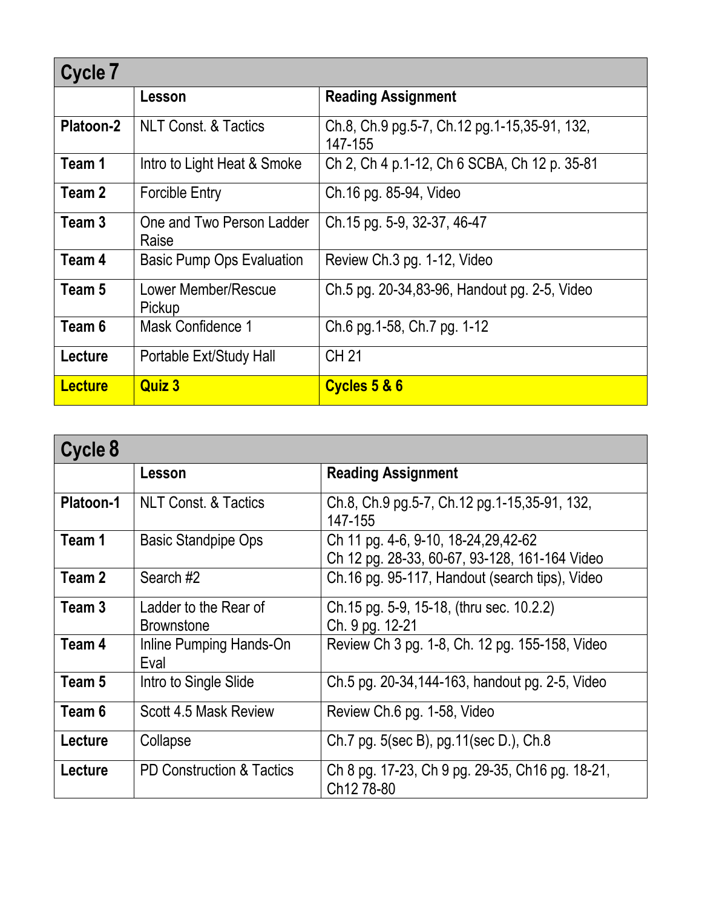## Cycle 7

| | Lesson | Reading Assignment |
|---|---|---|
| **Platoon-2** | NLT Const. & Tactics | Ch.8, Ch.9 pg.5-7, Ch.12 pg.1-15,35-91, 132, 147-155 |
| **Team 1** | Intro to Light Heat & Smoke | Ch 2, Ch 4 p.1-12, Ch 6 SCBA, Ch 12 p. 35-81 |
| **Team 2** | Forcible Entry | Ch.16 pg. 85-94, Video |
| **Team 3** | One and Two Person Ladder Raise | Ch.15 pg. 5-9, 32-37, 46-47 |
| **Team 4** | Basic Pump Ops Evaluation | Review Ch.3 pg. 1-12, Video |
| **Team 5** | Lower Member/Rescue Pickup | Ch.5 pg. 20-34,83-96, Handout pg. 2-5, Video |
| **Team 6** | Mask Confidence 1 | Ch.6 pg.1-58, Ch.7 pg. 1-12 |
| **Lecture** | Portable Ext/Study Hall | CH 21 |
| **Lecture** | **Quiz 3** | **Cycles 5 & 6** |

## Cycle 8

| | Lesson | Reading Assignment |
|---|---|---|
| **Platoon-1** | NLT Const. & Tactics | Ch.8, Ch.9 pg.5-7, Ch.12 pg.1-15,35-91, 132, 147-155 |
| **Team 1** | Basic Standpipe Ops | Ch 11 pg. 4-6, 9-10, 18-24,29,42-62<br>Ch 12 pg. 28-33, 60-67, 93-128, 161-164 Video |
| **Team 2** | Search #2 | Ch.16 pg. 95-117, Handout (search tips), Video |
| **Team 3** | Ladder to the Rear of Brownstone | Ch.15 pg. 5-9, 15-18, (thru sec. 10.2.2)<br>Ch. 9 pg. 12-21 |
| **Team 4** | Inline Pumping Hands-On Eval | Review Ch 3 pg. 1-8, Ch. 12 pg. 155-158, Video |
| **Team 5** | Intro to Single Slide | Ch.5 pg. 20-34,144-163, handout pg. 2-5, Video |
| **Team 6** | Scott 4.5 Mask Review | Review Ch.6 pg. 1-58, Video |
| **Lecture** | Collapse | Ch.7 pg. 5(sec B), pg.11(sec D.), Ch.8 |
| **Lecture** | PD Construction & Tactics | Ch 8 pg. 17-23, Ch 9 pg. 29-35, Ch16 pg. 18-21, Ch12 78-80 |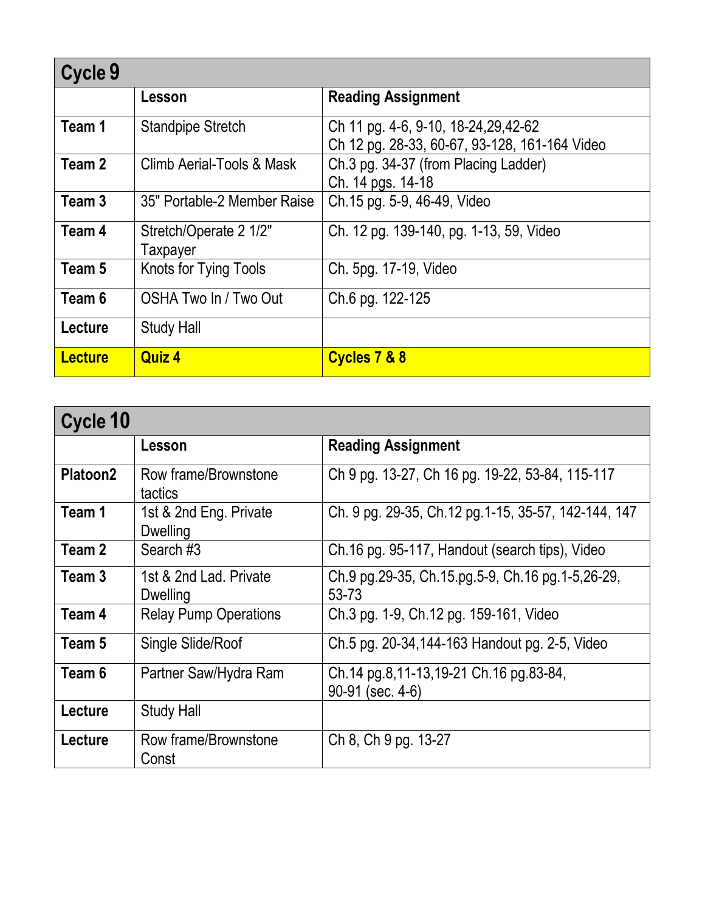## Cycle 9

| | Lesson | Reading Assignment |
|---|---|---|
| **Team 1** | Standpipe Stretch | Ch 11 pg. 4-6, 9-10, 18-24,29,42-62 Ch 12 pg. 28-33, 60-67, 93-128, 161-164 Video |
| **Team 2** | Climb Aerial-Tools & Mask | Ch.3 pg. 34-37 (from Placing Ladder) Ch. 14 pgs. 14-18 |
| **Team 3** | 35" Portable-2 Member Raise | Ch.15 pg. 5-9, 46-49, Video |
| **Team 4** | Stretch/Operate 2 1/2" Taxpayer | Ch. 12 pg. 139-140, pg. 1-13, 59, Video |
| **Team 5** | Knots for Tying Tools | Ch. 5pg. 17-19, Video |
| **Team 6** | OSHA Two In / Two Out | Ch.6 pg. 122-125 |
| **Lecture** | Study Hall | |
| **Lecture** | **Quiz 4** | **Cycles 7 & 8** |

## Cycle 10

| | Lesson | Reading Assignment |
|---|---|---|
| **Platoon2** | Row frame/Brownstone tactics | Ch 9 pg. 13-27, Ch 16 pg. 19-22, 53-84, 115-117 |
| **Team 1** | 1st & 2nd Eng. Private Dwelling | Ch. 9 pg. 29-35, Ch.12 pg.1-15, 35-57, 142-144, 147 |
| **Team 2** | Search #3 | Ch.16 pg. 95-117, Handout (search tips), Video |
| **Team 3** | 1st & 2nd Lad. Private Dwelling | Ch.9 pg.29-35, Ch.15.pg.5-9, Ch.16 pg.1-5,26-29, 53-73 |
| **Team 4** | Relay Pump Operations | Ch.3 pg. 1-9, Ch.12 pg. 159-161, Video |
| **Team 5** | Single Slide/Roof | Ch.5 pg. 20-34,144-163 Handout pg. 2-5, Video |
| **Team 6** | Partner Saw/Hydra Ram | Ch.14 pg.8,11-13,19-21 Ch.16 pg.83-84, 90-91 (sec. 4-6) |
| **Lecture** | Study Hall | |
| **Lecture** | Row frame/Brownstone Const | Ch 8, Ch 9 pg. 13-27 |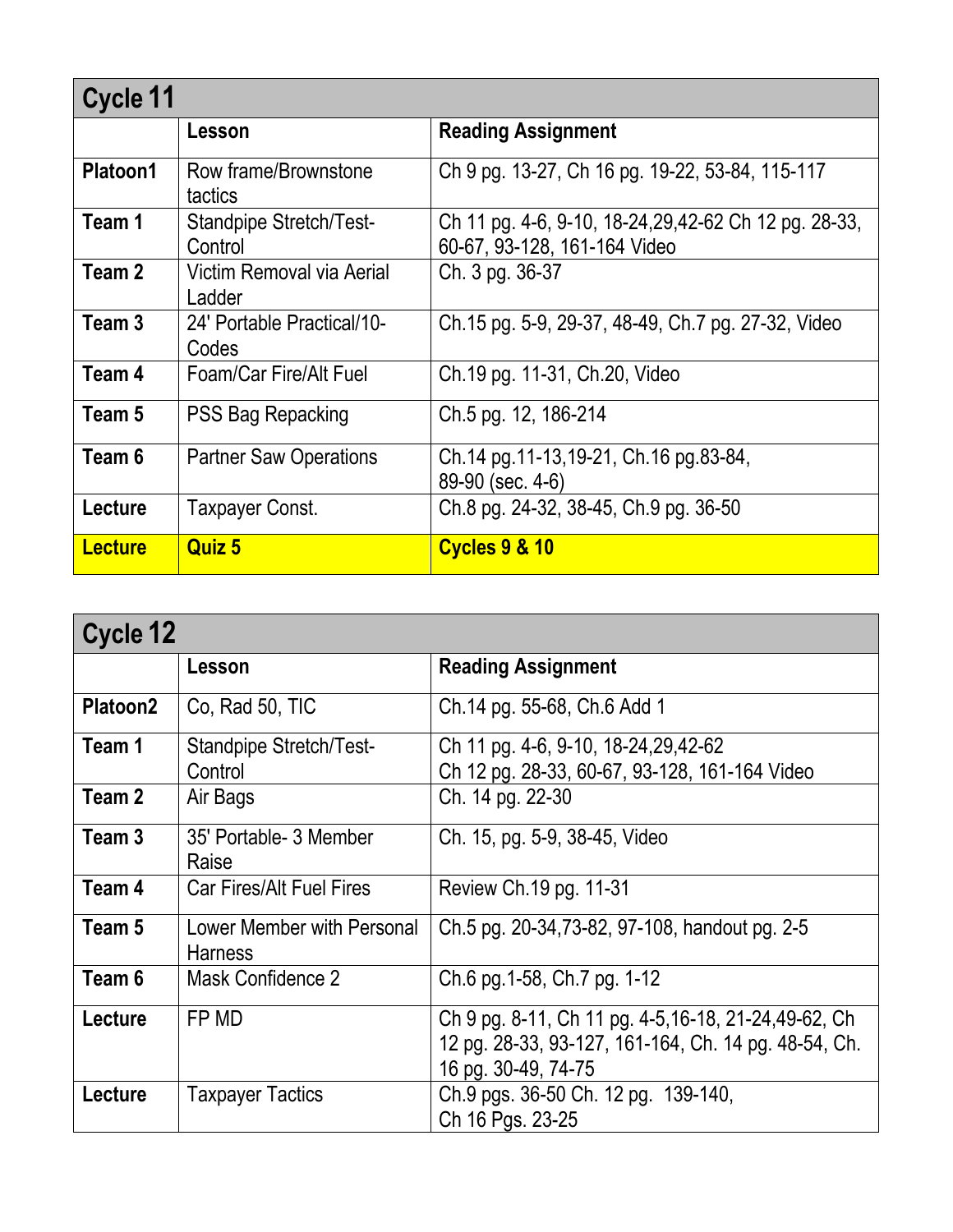## Cycle 11

| | Lesson | Reading Assignment |
|---|---|---|
| **Platoon1** | Row frame/Brownstone tactics | Ch 9 pg. 13-27, Ch 16 pg. 19-22, 53-84, 115-117 |
| **Team 1** | Standpipe Stretch/Test-Control | Ch 11 pg. 4-6, 9-10, 18-24,29,42-62 Ch 12 pg. 28-33, 60-67, 93-128, 161-164 Video |
| **Team 2** | Victim Removal via Aerial Ladder | Ch. 3 pg. 36-37 |
| **Team 3** | 24' Portable Practical/10-Codes | Ch.15 pg. 5-9, 29-37, 48-49, Ch.7 pg. 27-32, Video |
| **Team 4** | Foam/Car Fire/Alt Fuel | Ch.19 pg. 11-31, Ch.20, Video |
| **Team 5** | PSS Bag Repacking | Ch.5 pg. 12, 186-214 |
| **Team 6** | Partner Saw Operations | Ch.14 pg.11-13,19-21, Ch.16 pg.83-84, 89-90 (sec. 4-6) |
| **Lecture** | Taxpayer Const. | Ch.8 pg. 24-32, 38-45, Ch.9 pg. 36-50 |
| **Lecture** | **Quiz 5** | **Cycles 9 & 10** |

## Cycle 12

| | Lesson | Reading Assignment |
|---|---|---|
| **Platoon2** | Co, Rad 50, TIC | Ch.14 pg. 55-68, Ch.6 Add 1 |
| **Team 1** | Standpipe Stretch/Test-Control | Ch 11 pg. 4-6, 9-10, 18-24,29,42-62 Ch 12 pg. 28-33, 60-67, 93-128, 161-164 Video |
| **Team 2** | Air Bags | Ch. 14 pg. 22-30 |
| **Team 3** | 35' Portable- 3 Member Raise | Ch. 15, pg. 5-9, 38-45, Video |
| **Team 4** | Car Fires/Alt Fuel Fires | Review Ch.19 pg. 11-31 |
| **Team 5** | Lower Member with Personal Harness | Ch.5 pg. 20-34,73-82, 97-108, handout pg. 2-5 |
| **Team 6** | Mask Confidence 2 | Ch.6 pg.1-58, Ch.7 pg. 1-12 |
| **Lecture** | FP MD | Ch 9 pg. 8-11, Ch 11 pg. 4-5,16-18, 21-24,49-62, Ch 12 pg. 28-33, 93-127, 161-164, Ch. 14 pg. 48-54, Ch. 16 pg. 30-49, 74-75 |
| **Lecture** | Taxpayer Tactics | Ch.9 pgs. 36-50 Ch. 12 pg. 139-140, Ch 16 Pgs. 23-25 |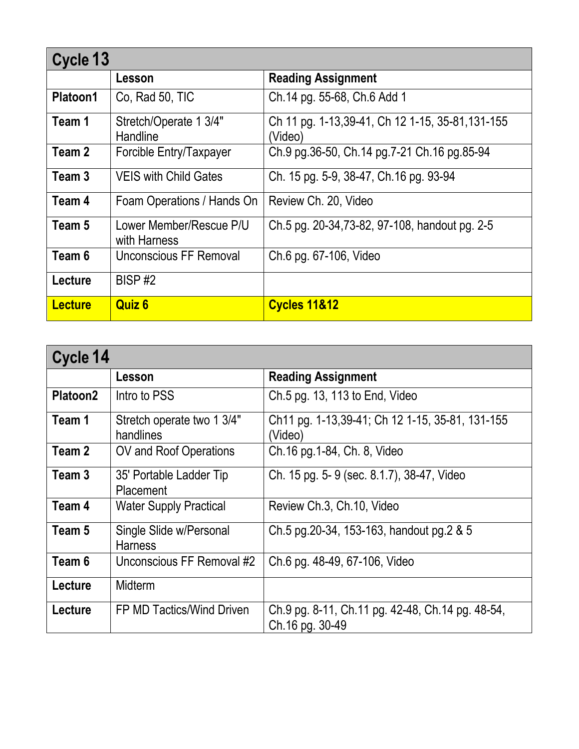## Cycle 13

| | Lesson | Reading Assignment |
|---|---|---|
| **Platoon1** | Co, Rad 50, TIC | Ch.14 pg. 55-68, Ch.6 Add 1 |
| **Team 1** | Stretch/Operate 1 3/4" Handline | Ch 11 pg. 1-13,39-41, Ch 12 1-15, 35-81,131-155 (Video) |
| **Team 2** | Forcible Entry/Taxpayer | Ch.9 pg.36-50, Ch.14 pg.7-21 Ch.16 pg.85-94 |
| **Team 3** | VEIS with Child Gates | Ch. 15 pg. 5-9, 38-47, Ch.16 pg. 93-94 |
| **Team 4** | Foam Operations / Hands On | Review Ch. 20, Video |
| **Team 5** | Lower Member/Rescue P/U with Harness | Ch.5 pg. 20-34,73-82, 97-108, handout pg. 2-5 |
| **Team 6** | Unconscious FF Removal | Ch.6 pg. 67-106, Video |
| **Lecture** | BISP #2 | |
| **Lecture** | **Quiz 6** | **Cycles 11&12** |

## Cycle 14

| | Lesson | Reading Assignment |
|---|---|---|
| **Platoon2** | Intro to PSS | Ch.5 pg. 13, 113 to End, Video |
| **Team 1** | Stretch operate two 1 3/4" handlines | Ch11 pg. 1-13,39-41; Ch 12 1-15, 35-81, 131-155 (Video) |
| **Team 2** | OV and Roof Operations | Ch.16 pg.1-84, Ch. 8, Video |
| **Team 3** | 35' Portable Ladder Tip Placement | Ch. 15 pg. 5- 9 (sec. 8.1.7), 38-47, Video |
| **Team 4** | Water Supply Practical | Review Ch.3, Ch.10, Video |
| **Team 5** | Single Slide w/Personal Harness | Ch.5 pg.20-34, 153-163, handout pg.2 & 5 |
| **Team 6** | Unconscious FF Removal #2 | Ch.6 pg. 48-49, 67-106, Video |
| **Lecture** | Midterm | |
| **Lecture** | FP MD Tactics/Wind Driven | Ch.9 pg. 8-11, Ch.11 pg. 42-48, Ch.14 pg. 48-54, Ch.16 pg. 30-49 |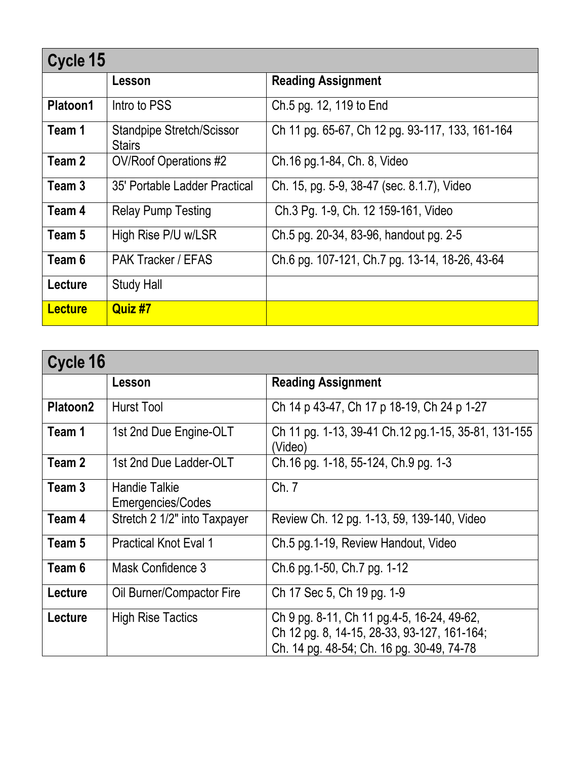| Cycle 15 | | |
|---|---|---|
| | **Lesson** | **Reading Assignment** |
| **Platoon1** | Intro to PSS | Ch.5 pg. 12, 119 to End |
| **Team 1** | Standpipe Stretch/Scissor Stairs | Ch 11 pg. 65-67, Ch 12 pg. 93-117, 133, 161-164 |
| **Team 2** | OV/Roof Operations #2 | Ch.16 pg.1-84, Ch. 8, Video |
| **Team 3** | 35' Portable Ladder Practical | Ch. 15, pg. 5-9, 38-47 (sec. 8.1.7), Video |
| **Team 4** | Relay Pump Testing | Ch.3 Pg. 1-9, Ch. 12 159-161, Video |
| **Team 5** | High Rise P/U w/LSR | Ch.5 pg. 20-34, 83-96, handout pg. 2-5 |
| **Team 6** | PAK Tracker / EFAS | Ch.6 pg. 107-121, Ch.7 pg. 13-14, 18-26, 43-64 |
| **Lecture** | Study Hall | |
| **Lecture** | **Quiz #7** | |

| Cycle 16 | | |
|---|---|---|
| | **Lesson** | **Reading Assignment** |
| **Platoon2** | Hurst Tool | Ch 14 p 43-47, Ch 17 p 18-19, Ch 24 p 1-27 |
| **Team 1** | 1st 2nd Due Engine-OLT | Ch 11 pg. 1-13, 39-41 Ch.12 pg.1-15, 35-81, 131-155 (Video) |
| **Team 2** | 1st 2nd Due Ladder-OLT | Ch.16 pg. 1-18, 55-124, Ch.9 pg. 1-3 |
| **Team 3** | Handie Talkie Emergencies/Codes | Ch. 7 |
| **Team 4** | Stretch 2 1/2" into Taxpayer | Review Ch. 12 pg. 1-13, 59, 139-140, Video |
| **Team 5** | Practical Knot Eval 1 | Ch.5 pg.1-19, Review Handout, Video |
| **Team 6** | Mask Confidence 3 | Ch.6 pg.1-50, Ch.7 pg. 1-12 |
| **Lecture** | Oil Burner/Compactor Fire | Ch 17 Sec 5, Ch 19 pg. 1-9 |
| **Lecture** | High Rise Tactics | Ch 9 pg. 8-11, Ch 11 pg.4-5, 16-24, 49-62, Ch 12 pg. 8, 14-15, 28-33, 93-127, 161-164; Ch. 14 pg. 48-54; Ch. 16 pg. 30-49, 74-78 |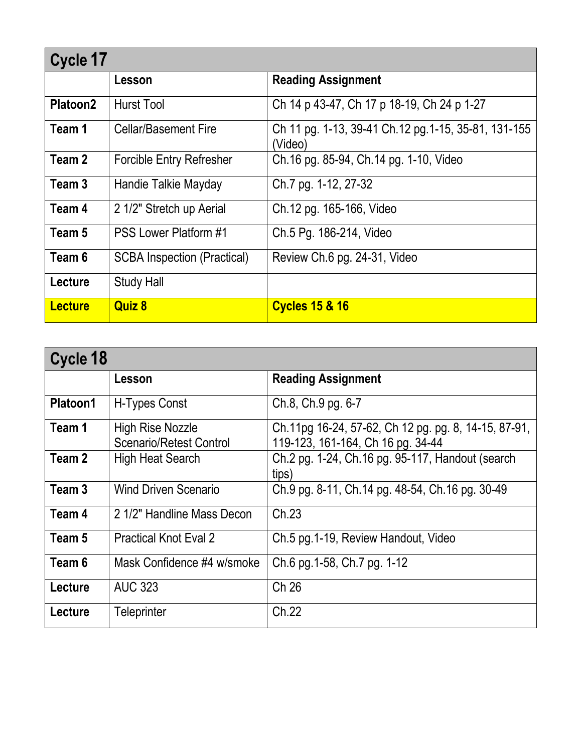| Cycle 17 | | |
|---|---|---|
| | **Lesson** | **Reading Assignment** |
| **Platoon2** | Hurst Tool | Ch 14 p 43-47, Ch 17 p 18-19, Ch 24 p 1-27 |
| **Team 1** | Cellar/Basement Fire | Ch 11 pg. 1-13, 39-41 Ch.12 pg.1-15, 35-81, 131-155 (Video) |
| **Team 2** | Forcible Entry Refresher | Ch.16 pg. 85-94, Ch.14 pg. 1-10, Video |
| **Team 3** | Handie Talkie Mayday | Ch.7 pg. 1-12, 27-32 |
| **Team 4** | 2 1/2" Stretch up Aerial | Ch.12 pg. 165-166, Video |
| **Team 5** | PSS Lower Platform #1 | Ch.5 Pg. 186-214, Video |
| **Team 6** | SCBA Inspection (Practical) | Review Ch.6 pg. 24-31, Video |
| **Lecture** | Study Hall | |
| **Lecture** | **Quiz 8** | **Cycles 15 & 16** |

| Cycle 18 | | |
|---|---|---|
| | **Lesson** | **Reading Assignment** |
| **Platoon1** | H-Types Const | Ch.8, Ch.9 pg. 6-7 |
| **Team 1** | High Rise Nozzle Scenario/Retest Control | Ch.11pg 16-24, 57-62, Ch 12 pg. pg. 8, 14-15, 87-91, 119-123, 161-164, Ch 16 pg. 34-44 |
| **Team 2** | High Heat Search | Ch.2 pg. 1-24, Ch.16 pg. 95-117, Handout (search tips) |
| **Team 3** | Wind Driven Scenario | Ch.9 pg. 8-11, Ch.14 pg. 48-54, Ch.16 pg. 30-49 |
| **Team 4** | 2 1/2" Handline Mass Decon | Ch.23 |
| **Team 5** | Practical Knot Eval 2 | Ch.5 pg.1-19, Review Handout, Video |
| **Team 6** | Mask Confidence #4 w/smoke | Ch.6 pg.1-58, Ch.7 pg. 1-12 |
| **Lecture** | AUC 323 | Ch 26 |
| **Lecture** | Teleprinter | Ch.22 |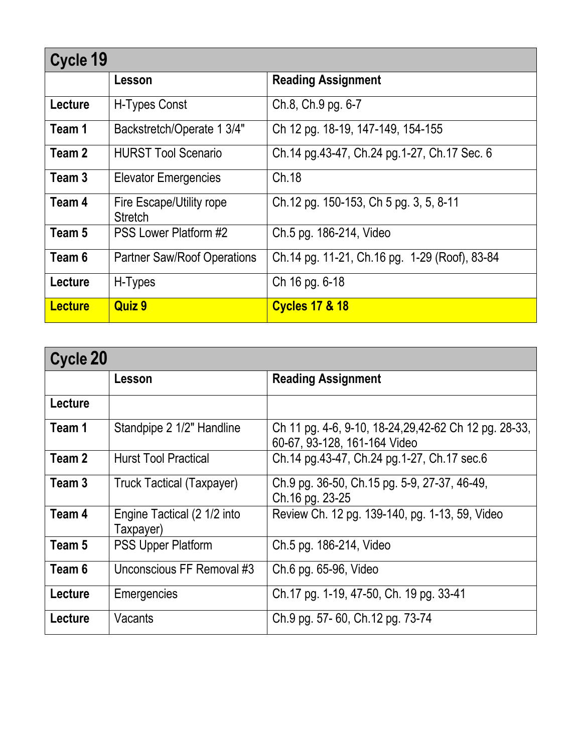## Cycle 19

| | Lesson | Reading Assignment |
|---|---|---|
| **Lecture** | H-Types Const | Ch.8, Ch.9 pg. 6-7 |
| **Team 1** | Backstretch/Operate 1 3/4" | Ch 12 pg. 18-19, 147-149, 154-155 |
| **Team 2** | HURST Tool Scenario | Ch.14 pg.43-47, Ch.24 pg.1-27, Ch.17 Sec. 6 |
| **Team 3** | Elevator Emergencies | Ch.18 |
| **Team 4** | Fire Escape/Utility rope Stretch | Ch.12 pg. 150-153, Ch 5 pg. 3, 5, 8-11 |
| **Team 5** | PSS Lower Platform #2 | Ch.5 pg. 186-214, Video |
| **Team 6** | Partner Saw/Roof Operations | Ch.14 pg. 11-21, Ch.16 pg. 1-29 (Roof), 83-84 |
| **Lecture** | H-Types | Ch 16 pg. 6-18 |
| **Lecture** | **Quiz 9** | **Cycles 17 & 18** |

## Cycle 20

| | Lesson | Reading Assignment |
|---|---|---|
| **Lecture** | | |
| **Team 1** | Standpipe 2 1/2" Handline | Ch 11 pg. 4-6, 9-10, 18-24,29,42-62 Ch 12 pg. 28-33, 60-67, 93-128, 161-164 Video |
| **Team 2** | Hurst Tool Practical | Ch.14 pg.43-47, Ch.24 pg.1-27, Ch.17 sec.6 |
| **Team 3** | Truck Tactical (Taxpayer) | Ch.9 pg. 36-50, Ch.15 pg. 5-9, 27-37, 46-49, Ch.16 pg. 23-25 |
| **Team 4** | Engine Tactical (2 1/2 into Taxpayer) | Review Ch. 12 pg. 139-140, pg. 1-13, 59, Video |
| **Team 5** | PSS Upper Platform | Ch.5 pg. 186-214, Video |
| **Team 6** | Unconscious FF Removal #3 | Ch.6 pg. 65-96, Video |
| **Lecture** | Emergencies | Ch.17 pg. 1-19, 47-50, Ch. 19 pg. 33-41 |
| **Lecture** | Vacants | Ch.9 pg. 57- 60, Ch.12 pg. 73-74 |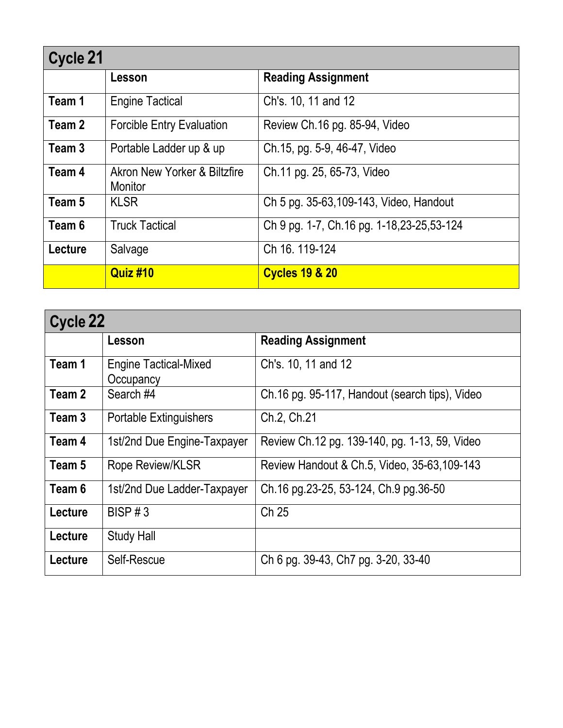## Cycle 21

| | Lesson | Reading Assignment |
|---|---|---|
| **Team 1** | Engine Tactical | Ch's. 10, 11 and 12 |
| **Team 2** | Forcible Entry Evaluation | Review Ch.16 pg. 85-94, Video |
| **Team 3** | Portable Ladder up & up | Ch.15, pg. 5-9, 46-47, Video |
| **Team 4** | Akron New Yorker & Biltzfire Monitor | Ch.11 pg. 25, 65-73, Video |
| **Team 5** | KLSR | Ch 5 pg. 35-63,109-143, Video, Handout |
| **Team 6** | Truck Tactical | Ch 9 pg. 1-7, Ch.16 pg. 1-18,23-25,53-124 |
| **Lecture** | Salvage | Ch 16. 119-124 |
| | **Quiz #10** | **Cycles 19 & 20** |

## Cycle 22

| | Lesson | Reading Assignment |
|---|---|---|
| **Team 1** | Engine Tactical-Mixed Occupancy | Ch's. 10, 11 and 12 |
| **Team 2** | Search #4 | Ch.16 pg. 95-117, Handout (search tips), Video |
| **Team 3** | Portable Extinguishers | Ch.2, Ch.21 |
| **Team 4** | 1st/2nd Due Engine-Taxpayer | Review Ch.12 pg. 139-140, pg. 1-13, 59, Video |
| **Team 5** | Rope Review/KLSR | Review Handout & Ch.5, Video, 35-63,109-143 |
| **Team 6** | 1st/2nd Due Ladder-Taxpayer | Ch.16 pg.23-25, 53-124, Ch.9 pg.36-50 |
| **Lecture** | BISP # 3 | Ch 25 |
| **Lecture** | Study Hall | |
| **Lecture** | Self-Rescue | Ch 6 pg. 39-43, Ch7 pg. 3-20, 33-40 |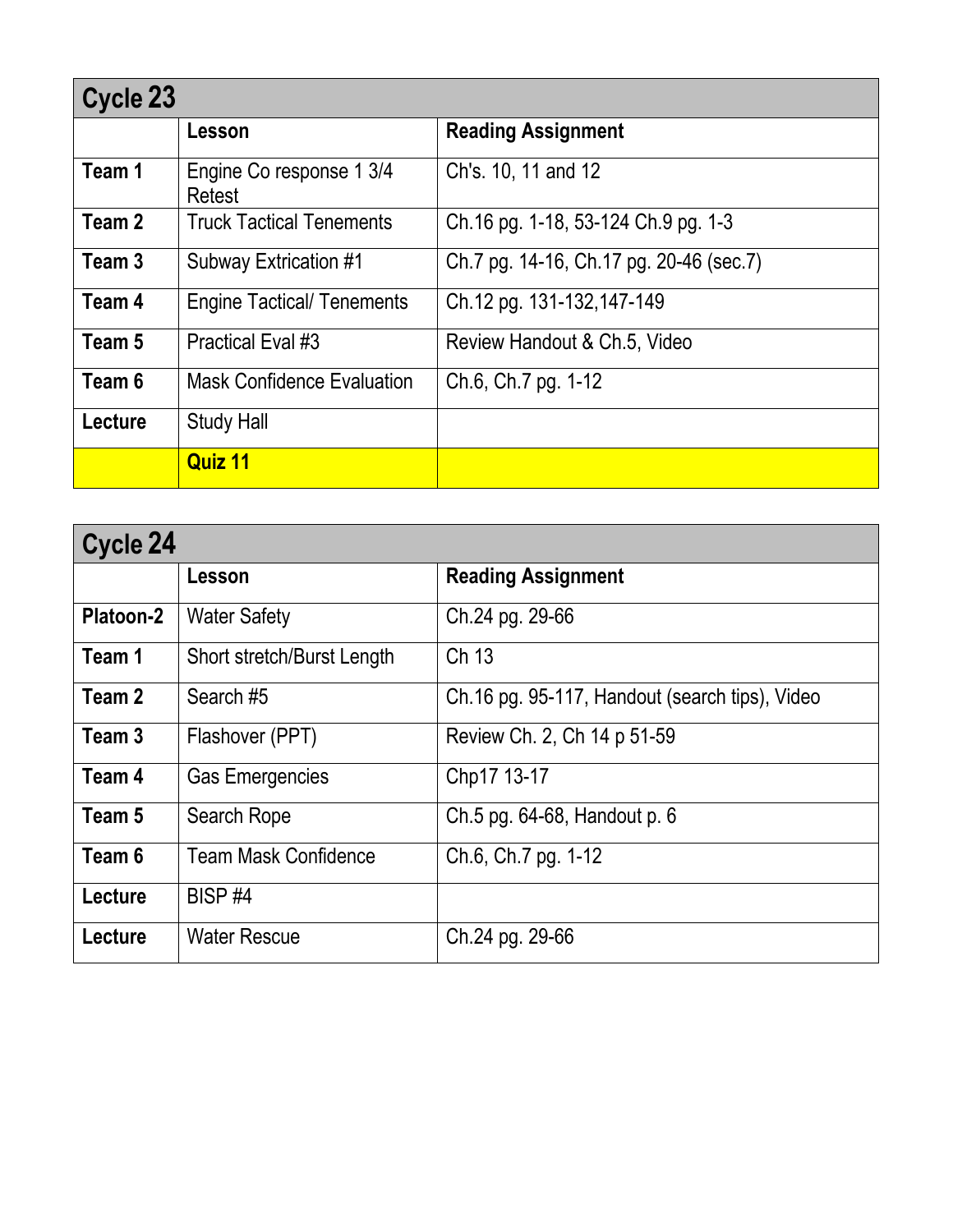| Cycle 23 | | |
|---|---|---|
| | **Lesson** | **Reading Assignment** |
| **Team 1** | Engine Co response 1 3/4 Retest | Ch's. 10, 11 and 12 |
| **Team 2** | Truck Tactical Tenements | Ch.16 pg. 1-18, 53-124 Ch.9 pg. 1-3 |
| **Team 3** | Subway Extrication #1 | Ch.7 pg. 14-16, Ch.17 pg. 20-46 (sec.7) |
| **Team 4** | Engine Tactical/ Tenements | Ch.12 pg. 131-132,147-149 |
| **Team 5** | Practical Eval #3 | Review Handout & Ch.5, Video |
| **Team 6** | Mask Confidence Evaluation | Ch.6, Ch.7 pg. 1-12 |
| **Lecture** | Study Hall | |
| | **Quiz 11** | |

| Cycle 24 | | |
|---|---|---|
| | **Lesson** | **Reading Assignment** |
| **Platoon-2** | Water Safety | Ch.24 pg. 29-66 |
| **Team 1** | Short stretch/Burst Length | Ch 13 |
| **Team 2** | Search #5 | Ch.16 pg. 95-117, Handout (search tips), Video |
| **Team 3** | Flashover (PPT) | Review Ch. 2, Ch 14 p 51-59 |
| **Team 4** | Gas Emergencies | Chp17 13-17 |
| **Team 5** | Search Rope | Ch.5 pg. 64-68, Handout p. 6 |
| **Team 6** | Team Mask Confidence | Ch.6, Ch.7 pg. 1-12 |
| **Lecture** | BISP #4 | |
| **Lecture** | Water Rescue | Ch.24 pg. 29-66 |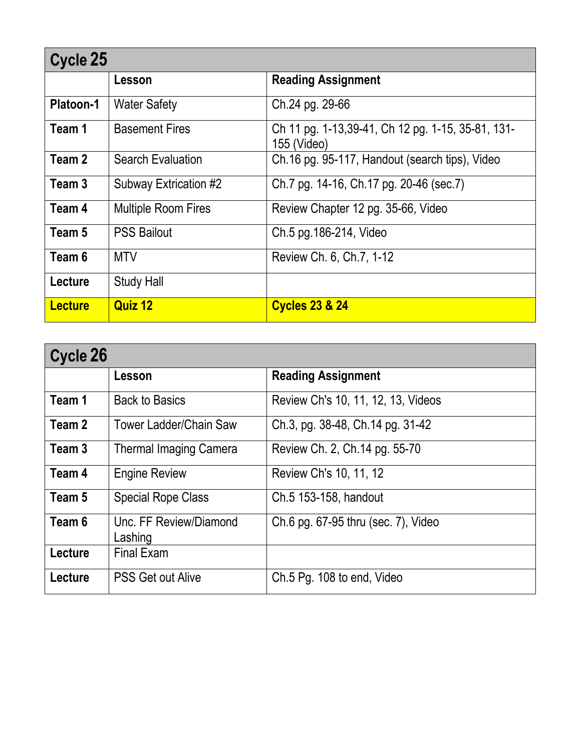| Cycle 25 | | |
|---|---|---|
| | **Lesson** | **Reading Assignment** |
| **Platoon-1** | Water Safety | Ch.24 pg. 29-66 |
| **Team 1** | Basement Fires | Ch 11 pg. 1-13,39-41, Ch 12 pg. 1-15, 35-81, 131-155 (Video) |
| **Team 2** | Search Evaluation | Ch.16 pg. 95-117, Handout (search tips), Video |
| **Team 3** | Subway Extrication #2 | Ch.7 pg. 14-16, Ch.17 pg. 20-46 (sec.7) |
| **Team 4** | Multiple Room Fires | Review Chapter 12 pg. 35-66, Video |
| **Team 5** | PSS Bailout | Ch.5 pg.186-214, Video |
| **Team 6** | MTV | Review Ch. 6, Ch.7, 1-12 |
| **Lecture** | Study Hall | |
| **Lecture** | **Quiz 12** | **Cycles 23 & 24** |

| Cycle 26 | | |
|---|---|---|
| | **Lesson** | **Reading Assignment** |
| **Team 1** | Back to Basics | Review Ch's 10, 11, 12, 13, Videos |
| **Team 2** | Tower Ladder/Chain Saw | Ch.3, pg. 38-48, Ch.14 pg. 31-42 |
| **Team 3** | Thermal Imaging Camera | Review Ch. 2, Ch.14 pg. 55-70 |
| **Team 4** | Engine Review | Review Ch's 10, 11, 12 |
| **Team 5** | Special Rope Class | Ch.5 153-158, handout |
| **Team 6** | Unc. FF Review/Diamond Lashing | Ch.6 pg. 67-95 thru (sec. 7), Video |
| **Lecture** | Final Exam | |
| **Lecture** | PSS Get out Alive | Ch.5 Pg. 108 to end, Video |